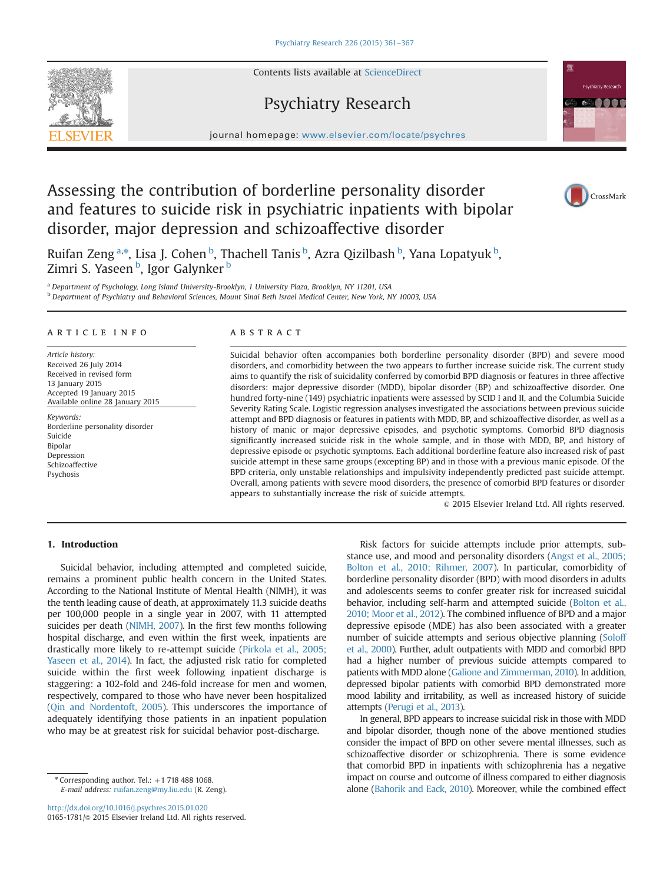# Assessing the contribution of borderline personality disorder and features to suicide risk in psychiatric inpatients with bipolar disorder, major depression and schizoaffective disorder

Ruifan Zeng[a,*], Lisa J. Cohen[b], Thachell Tanis[b], Azra Qizilbash[b], Yana Lopatyuk[b], Zimri S. Yaseen[b], Igor Galynker[b]

[a] Department of Psychology, Long Island University-Brooklyn, 1 University Plaza, Brooklyn, NY 11201, USA
[b] Department of Psychiatry and Behavioral Sciences, Mount Sinai Beth Israel Medical Center, New York, NY 10003, USA

## ARTICLE INFO

*Article history:*
Received 26 July 2014
Received in revised form
13 January 2015
Accepted 19 January 2015
Available online 28 January 2015

*Keywords:*
Borderline personality disorder
Suicide
Bipolar
Depression
Schizoaffective
Psychosis

## ABSTRACT

Suicidal behavior often accompanies both borderline personality disorder (BPD) and severe mood disorders, and comorbidity between the two appears to further increase suicide risk. The current study aims to quantify the risk of suicidality conferred by comorbid BPD diagnosis or features in three affective disorders: major depressive disorder (MDD), bipolar disorder (BP) and schizoaffective disorder. One hundred forty-nine (149) psychiatric inpatients were assessed by SCID I and II, and the Columbia Suicide Severity Rating Scale. Logistic regression analyses investigated the associations between previous suicide attempt and BPD diagnosis or features in patients with MDD, BP, and schizoaffective disorder, as well as a history of manic or major depressive episodes, and psychotic symptoms. Comorbid BPD diagnosis significantly increased suicide risk in the whole sample, and in those with MDD, BP, and history of depressive episode or psychotic symptoms. Each additional borderline feature also increased risk of past suicide attempt in these same groups (excepting BP) and in those with a previous manic episode. Of the BPD criteria, only unstable relationships and impulsivity independently predicted past suicide attempt. Overall, among patients with severe mood disorders, the presence of comorbid BPD features or disorder appears to substantially increase the risk of suicide attempts.

© 2015 Elsevier Ireland Ltd. All rights reserved.

## 1. Introduction

Suicidal behavior, including attempted and completed suicide, remains a prominent public health concern in the United States. According to the National Institute of Mental Health (NIMH), it was the tenth leading cause of death, at approximately 11.3 suicide deaths per 100,000 people in a single year in 2007, with 11 attempted suicides per death (NIMH, 2007). In the first few months following hospital discharge, and even within the first week, inpatients are drastically more likely to re-attempt suicide (Pirkola et al., 2005; Yaseen et al., 2014). In fact, the adjusted risk ratio for completed suicide within the first week following inpatient discharge is staggering: a 102-fold and 246-fold increase for men and women, respectively, compared to those who have never been hospitalized (Qin and Nordentoft, 2005). This underscores the importance of adequately identifying those patients in an inpatient population who may be at greatest risk for suicidal behavior post-discharge.

Risk factors for suicide attempts include prior attempts, substance use, and mood and personality disorders (Angst et al., 2005; Bolton et al., 2010; Rihmer, 2007). In particular, comorbidity of borderline personality disorder (BPD) with mood disorders in adults and adolescents seems to confer greater risk for increased suicidal behavior, including self-harm and attempted suicide (Bolton et al., 2010; Moor et al., 2012). The combined influence of BPD and a major depressive episode (MDE) has also been associated with a greater number of suicide attempts and serious objective planning (Soloff et al., 2000). Further, adult outpatients with MDD and comorbid BPD had a higher number of previous suicide attempts compared to patients with MDD alone (Galione and Zimmerman, 2010). In addition, depressed bipolar patients with comorbid BPD demonstrated more mood lability and irritability, as well as increased history of suicide attempts (Perugi et al., 2013).

In general, BPD appears to increase suicidal risk in those with MDD and bipolar disorder, though none of the above mentioned studies consider the impact of BPD on other severe mental illnesses, such as schizoaffective disorder or schizophrenia. There is some evidence that comorbid BPD in inpatients with schizophrenia has a negative impact on course and outcome of illness compared to either diagnosis alone (Bahorik and Eack, 2010). Moreover, while the combined effect

\* Corresponding author. Tel.: +1 718 488 1068.
*E-mail address:* ruifan.zeng@my.liu.edu (R. Zeng).

http://dx.doi.org/10.1016/j.psychres.2015.01.020
0165-1781/© 2015 Elsevier Ireland Ltd. All rights reserved.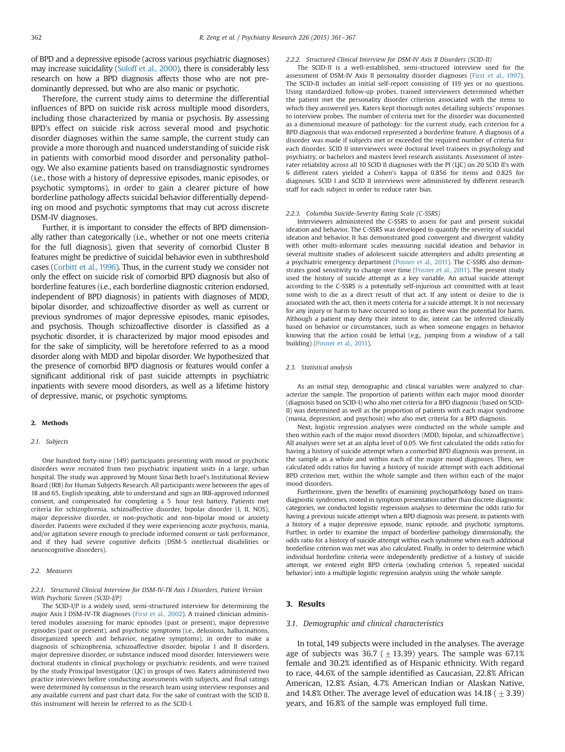of BPD and a depressive episode (across various psychiatric diagnoses) may increase suicidality (Soloff et al., 2000), there is considerably less research on how a BPD diagnosis affects those who are not predominantly depressed, but who are also manic or psychotic.

Therefore, the current study aims to determine the differential influences of BPD on suicide risk across multiple mood disorders, including those characterized by mania or psychosis. By assessing BPD's effect on suicide risk across several mood and psychotic disorder diagnoses within the same sample, the current study can provide a more thorough and nuanced understanding of suicide risk in patients with comorbid mood disorder and personality pathology. We also examine patients based on transdiagnostic syndromes (i.e., those with a history of depressive episodes, manic episodes, or psychotic symptoms), in order to gain a clearer picture of how borderline pathology affects suicidal behavior differentially depending on mood and psychotic symptoms that may cut across discrete DSM-IV diagnoses.

Further, it is important to consider the effects of BPD dimensionally rather than categorically (i.e., whether or not one meets criteria for the full diagnosis), given that severity of comorbid Cluster B features might be predictive of suicidal behavior even in subthreshold cases (Corbitt et al., 1996). Thus, in the current study we consider not only the effect on suicide risk of comorbid BPD diagnosis but also of borderline features (i.e., each borderline diagnostic criterion endorsed, independent of BPD diagnosis) in patients with diagnoses of MDD, bipolar disorder, and schizoaffective disorder as well as current or previous syndromes of major depressive episodes, manic episodes, and psychosis. Though schizoaffective disorder is classified as a psychotic disorder, it is characterized by major mood episodes and for the sake of simplicity, will be heretofore referred to as a mood disorder along with MDD and bipolar disorder. We hypothesized that the presence of comorbid BPD diagnosis or features would confer a significant additional risk of past suicide attempts in psychiatric inpatients with severe mood disorders, as well as a lifetime history of depressive, manic, or psychotic symptoms.

## 2. Methods

### 2.1. Subjects

One hundred forty-nine (149) participants presenting with mood or psychotic disorders were recruited from two psychiatric inpatient units in a large, urban hospital. The study was approved by Mount Sinai Beth Israel's Institutional Review Board (IRB) for Human Subjects Research. All participants were between the ages of 18 and 65, English speaking, able to understand and sign an IRB-approved informed consent, and compensated for completing a 5 hour test battery. Patients met criteria for schizophrenia, schizoaffective disorder, bipolar disorder (I, II, NOS), major depressive disorder, or non-psychotic and non-bipolar mood or anxiety disorder. Patients were excluded if they were experiencing acute psychosis, mania, and/or agitation severe enough to preclude informed consent or task performance, and if they had severe cognitive deficits (DSM-5 intellectual disabilities or neurocognitive disorders).

### 2.2. Measures

#### 2.2.1. Structured Clinical Interview for DSM-IV-TR Axis I Disorders, Patient Version With Psychotic Screen (SCID-I/P)

The SCID-I/P is a widely used, semi-structured interview for determining the major Axis I DSM-IV-TR diagnoses (First et al., 2002). A trained clinician administered modules assessing for manic episodes (past or present), major depressive episodes (past or present), and psychotic symptoms (i.e., delusions, hallucinations, disorganized speech and behavior, negative symptoms), in order to make a diagnosis of schizophrenia, schizoaffective disorder, bipolar I and II disorders, major depressive disorder, or substance induced mood disorder. Interviewers were doctoral students in clinical psychology or psychiatric residents, and were trained by the study Principal Investigator (LJC) in groups of two. Raters administered two practice interviews before conducting assessments with subjects, and final ratings were determined by consensus in the research team using interview responses and any available current and past chart data. For the sake of contrast with the SCID II, this instrument will herein be referred to as the SCID-I.

#### 2.2.2. Structured Clinical Interview for DSM-IV Axis II Disorders (SCID-II)

The SCID-II is a well-established, semi-structured interview used for the assessment of DSM-IV Axis II personality disorder diagnoses (First et al., 1997). The SCID-II includes an initial self-report consisting of 119 yes or no questions. Using standardized follow-up probes, trained interviewers determined whether the patient met the personality disorder criterion associated with the items to which they answered yes. Raters kept thorough notes detailing subjects' responses to interview probes. The number of criteria met for the disorder was documented as a dimensional measure of pathology: for the current study, each criterion for a BPD diagnosis that was endorsed represented a borderline feature. A diagnosis of a disorder was made if subjects met or exceeded the required number of criteria for each disorder. SCID II interviewers were doctoral level trainees in psychology and psychiatry, or bachelors and masters level research assistants. Assessment of inter-rater reliability across all 10 SCID II diagnoses with the PI (LJC) on 20 SCID II's with 6 different raters yielded a Cohen's kappa of 0.856 for items and 0.825 for diagnoses. SCID I and SCID II interviews were administered by different research staff for each subject in order to reduce rater bias.

#### 2.2.3. Columbia Suicide-Severity Rating Scale (C-SSRS)

Interviewers administered the C-SSRS to assess for past and present suicidal ideation and behavior. The C-SSRS was developed to quantify the severity of suicidal ideation and behavior. It has demonstrated good convergent and divergent validity with other multi-informant scales measuring suicidal ideation and behavior in several multisite studies of adolescent suicide attempters and adults presenting at a psychiatric emergency department (Posner et al., 2011). The C-SSRS also demonstrates good sensitivity to change over time (Posner et al., 2011). The present study used the history of suicide attempt as a key variable. An actual suicide attempt according to the C-SSRS is a potentially self-injurious act committed with at least some wish to die as a direct result of that act. If any intent or desire to die is associated with the act, then it meets criteria for a suicide attempt. It is not necessary for any injury or harm to have occurred so long as there was the potential for harm. Although a patient may deny their intent to die, intent can be inferred clinically based on behavior or circumstances, such as when someone engages in behavior knowing that the action could be lethal (e.g., jumping from a window of a tall building) (Posner et al., 2011).

### 2.3. Statistical analysis

As an initial step, demographic and clinical variables were analyzed to characterize the sample. The proportion of patients within each major mood disorder (diagnosis based on SCID-I) who also met criteria for a BPD diagnosis (based on SCID-II) was determined as well as the proportion of patients with each major syndrome (mania, depression, and psychosis) who also met criteria for a BPD diagnosis.

Next, logistic regression analyses were conducted on the whole sample and then within each of the major mood disorders (MDD, bipolar, and schizoaffective). All analyses were set at an alpha level of 0.05. We first calculated the odds ratio for having a history of suicide attempt when a comorbid BPD diagnosis was present, in the sample as a whole and within each of the major mood diagnoses. Then, we calculated odds ratios for having a history of suicide attempt with each additional BPD criterion met, within the whole sample and then within each of the major mood disorders.

Furthermore, given the benefits of examining psychopathology based on transdiagnostic syndromes, rooted in symptom presentation rather than discrete diagnostic categories, we conducted logistic regression analyses to determine the odds ratio for having a previous suicide attempt when a BPD diagnosis was present, in patients with a history of a major depressive episode, manic episode, and psychotic symptoms. Further, in order to examine the impact of borderline pathology dimensionally, the odds ratio for a history of suicide attempt within each syndrome when each additional borderline criterion was met was also calculated. Finally, in order to determine which individual borderline criteria were independently predictive of a history of suicide attempt, we entered eight BPD criteria (excluding criterion 5, repeated suicidal behavior) into a multiple logistic regression analysis using the whole sample.

## 3. Results

### 3.1. Demographic and clinical characteristics

In total, 149 subjects were included in the analyses. The average age of subjects was 36.7 ($\pm$ 13.39) years. The sample was 67.1% female and 30.2% identified as of Hispanic ethnicity. With regard to race, 44.6% of the sample identified as Caucasian, 22.8% African American, 12.8% Asian, 4.7% American Indian or Alaskan Native, and 14.8% Other. The average level of education was 14.18 ($\pm$ 3.39) years, and 16.8% of the sample was employed full time.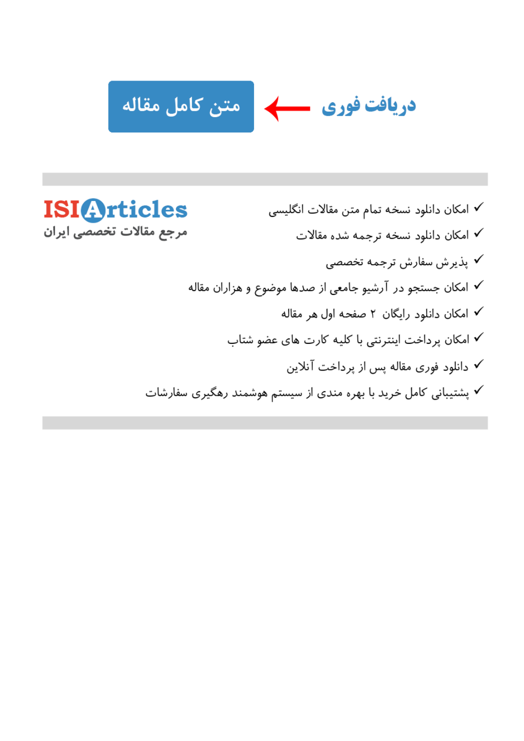دریافت فوری ← متن کامل مقاله

**ISIArticles**
مرجع مقالات تخصصی ایران

- ✓ امکان دانلود نسخه تمام متن مقالات انگلیسی
- ✓ امکان دانلود نسخه ترجمه شده مقالات
- ✓ پذیرش سفارش ترجمه تخصصی
- ✓ امکان جستجو در آرشیو جامعی از صدها موضوع و هزاران مقاله
- ✓ امکان دانلود رایگان ۲ صفحه اول هر مقاله
- ✓ امکان پرداخت اینترنتی با کلیه کارت های عضو شتاب
- ✓ دانلود فوری مقاله پس از پرداخت آنلاین
- ✓ پشتیبانی کامل خرید با بهره مندی از سیستم هوشمند رهگیری سفارشات